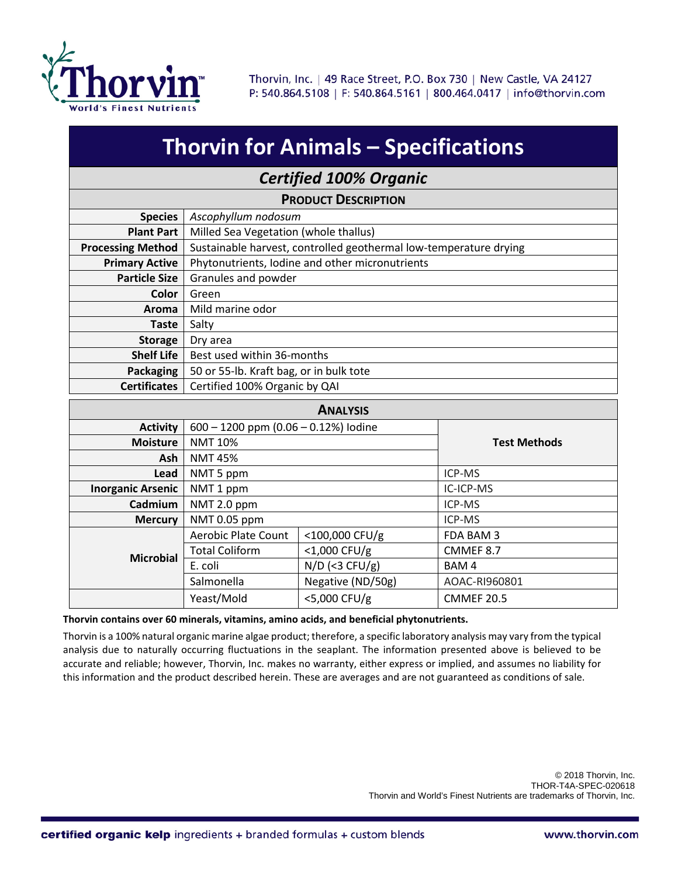Thorvin, Inc. | 49 Race Street, P.O. Box 730 | New Castle, VA 24127
P: 540.864.5108 | F: 540.864.5161 | 800.464.0417 | info@thorvin.com

# Thorvin for Animals – Specifications

## *Certified 100% Organic*

### Product Description

| | |
|---|---|
| **Species** | *Ascophyllum nodosum* |
| **Plant Part** | Milled Sea Vegetation (whole thallus) |
| **Processing Method** | Sustainable harvest, controlled geothermal low-temperature drying |
| **Primary Active** | Phytonutrients, Iodine and other micronutrients |
| **Particle Size** | Granules and powder |
| **Color** | Green |
| **Aroma** | Mild marine odor |
| **Taste** | Salty |
| **Storage** | Dry area |
| **Shelf Life** | Best used within 36-months |
| **Packaging** | 50 or 55-lb. Kraft bag, or in bulk tote |
| **Certificates** | Certified 100% Organic by QAI |

### Analysis

| | | | **Test Methods** |
|---|---|---|---|
| **Activity** | 600 – 1200 ppm (0.06 – 0.12%) Iodine | | |
| **Moisture** | NMT 10% | | |
| **Ash** | NMT 45% | | |
| **Lead** | NMT 5 ppm | | ICP-MS |
| **Inorganic Arsenic** | NMT 1 ppm | | IC-ICP-MS |
| **Cadmium** | NMT 2.0 ppm | | ICP-MS |
| **Mercury** | NMT 0.05 ppm | | ICP-MS |
| **Microbial** | Aerobic Plate Count | <100,000 CFU/g | FDA BAM 3 |
| | Total Coliform | <1,000 CFU/g | CMMEF 8.7 |
| | E. coli | N/D (<3 CFU/g) | BAM 4 |
| | Salmonella | Negative (ND/50g) | AOAC-RI960801 |
| | Yeast/Mold | <5,000 CFU/g | CMMEF 20.5 |

**Thorvin contains over 60 minerals, vitamins, amino acids, and beneficial phytonutrients.**

Thorvin is a 100% natural organic marine algae product; therefore, a specific laboratory analysis may vary from the typical analysis due to naturally occurring fluctuations in the seaplant. The information presented above is believed to be accurate and reliable; however, Thorvin, Inc. makes no warranty, either express or implied, and assumes no liability for this information and the product described herein. These are averages and are not guaranteed as conditions of sale.

© 2018 Thorvin, Inc.
THOR-T4A-SPEC-020618
Thorvin and World's Finest Nutrients are trademarks of Thorvin, Inc.

**certified organic kelp** ingredients + branded formulas + custom blends www.thorvin.com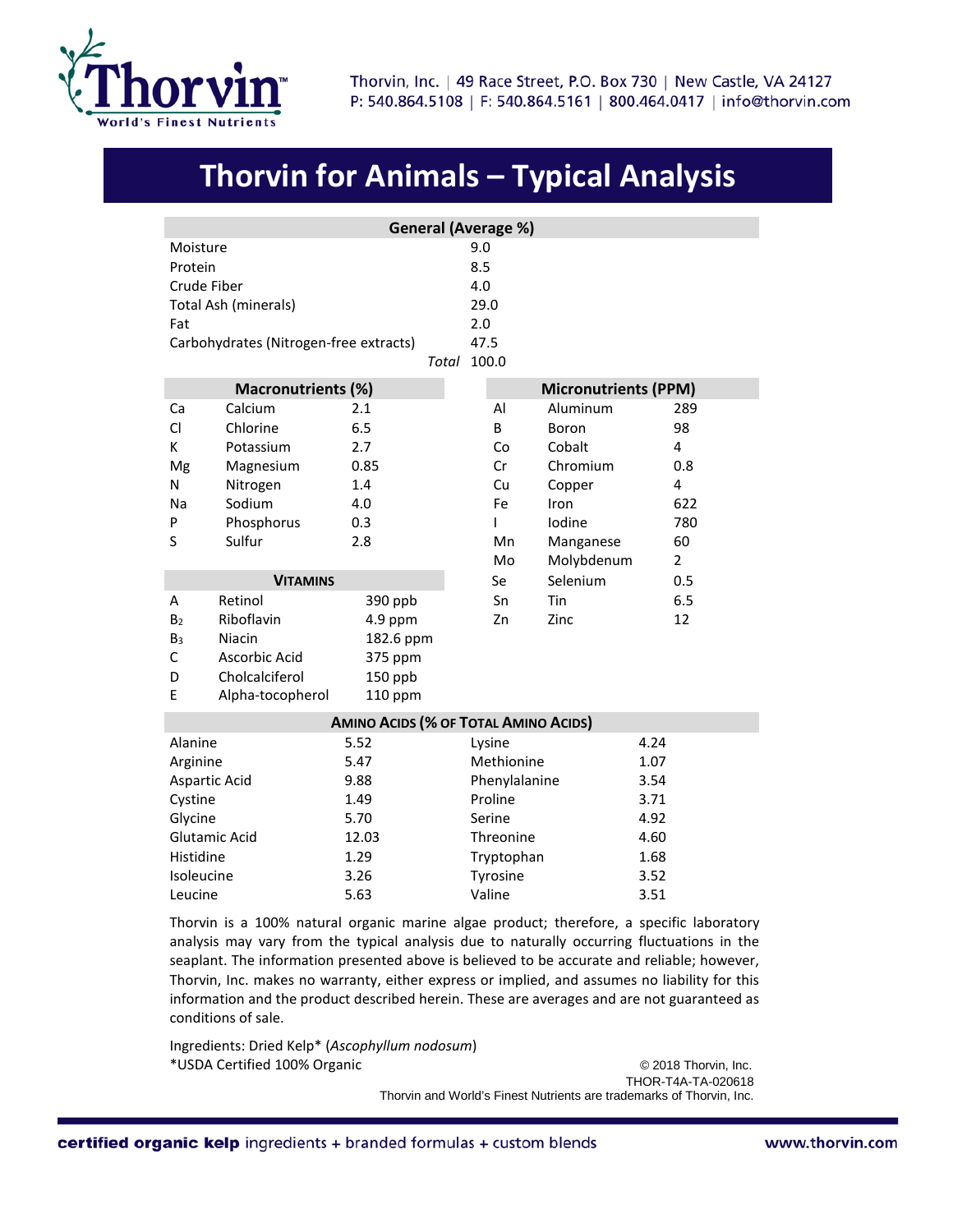Thorvin, Inc. | 49 Race Street, P.O. Box 730 | New Castle, VA 24127
P: 540.864.5108 | F: 540.864.5161 | 800.464.0417 | info@thorvin.com

# Thorvin for Animals – Typical Analysis

| General (Average %) | |
|---|---|
| Moisture | 9.0 |
| Protein | 8.5 |
| Crude Fiber | 4.0 |
| Total Ash (minerals) | 29.0 |
| Fat | 2.0 |
| Carbohydrates (Nitrogen-free extracts) | 47.5 |
| *Total* | 100.0 |

| Macronutrients (%) | | |
|---|---|---|
| Ca | Calcium | 2.1 |
| Cl | Chlorine | 6.5 |
| K | Potassium | 2.7 |
| Mg | Magnesium | 0.85 |
| N | Nitrogen | 1.4 |
| Na | Sodium | 4.0 |
| P | Phosphorus | 0.3 |
| S | Sulfur | 2.8 |

| Micronutrients (PPM) | | |
|---|---|---|
| Al | Aluminum | 289 |
| B | Boron | 98 |
| Co | Cobalt | 4 |
| Cr | Chromium | 0.8 |
| Cu | Copper | 4 |
| Fe | Iron | 622 |
| I | Iodine | 780 |
| Mn | Manganese | 60 |
| Mo | Molybdenum | 2 |
| Se | Selenium | 0.5 |
| Sn | Tin | 6.5 |
| Zn | Zinc | 12 |

| Vitamins | | |
|---|---|---|
| A | Retinol | 390 ppb |
| $B_2$ | Riboflavin | 4.9 ppm |
| $B_3$ | Niacin | 182.6 ppm |
| C | Ascorbic Acid | 375 ppm |
| D | Cholcalciferol | 150 ppb |
| E | Alpha-tocopherol | 110 ppm |

| Amino Acids (% of Total Amino Acids) | | | |
|---|---|---|---|
| Alanine | 5.52 | Lysine | 4.24 |
| Arginine | 5.47 | Methionine | 1.07 |
| Aspartic Acid | 9.88 | Phenylalanine | 3.54 |
| Cystine | 1.49 | Proline | 3.71 |
| Glycine | 5.70 | Serine | 4.92 |
| Glutamic Acid | 12.03 | Threonine | 4.60 |
| Histidine | 1.29 | Tryptophan | 1.68 |
| Isoleucine | 3.26 | Tyrosine | 3.52 |
| Leucine | 5.63 | Valine | 3.51 |

Thorvin is a 100% natural organic marine algae product; therefore, a specific laboratory analysis may vary from the typical analysis due to naturally occurring fluctuations in the seaplant. The information presented above is believed to be accurate and reliable; however, Thorvin, Inc. makes no warranty, either express or implied, and assumes no liability for this information and the product described herein. These are averages and are not guaranteed as conditions of sale.

Ingredients: Dried Kelp* (*Ascophyllum nodosum*)
*USDA Certified 100% Organic

© 2018 Thorvin, Inc.
THOR-T4A-TA-020618
Thorvin and World's Finest Nutrients are trademarks of Thorvin, Inc.

**certified organic kelp** ingredients + branded formulas + custom blends — **www.thorvin.com**